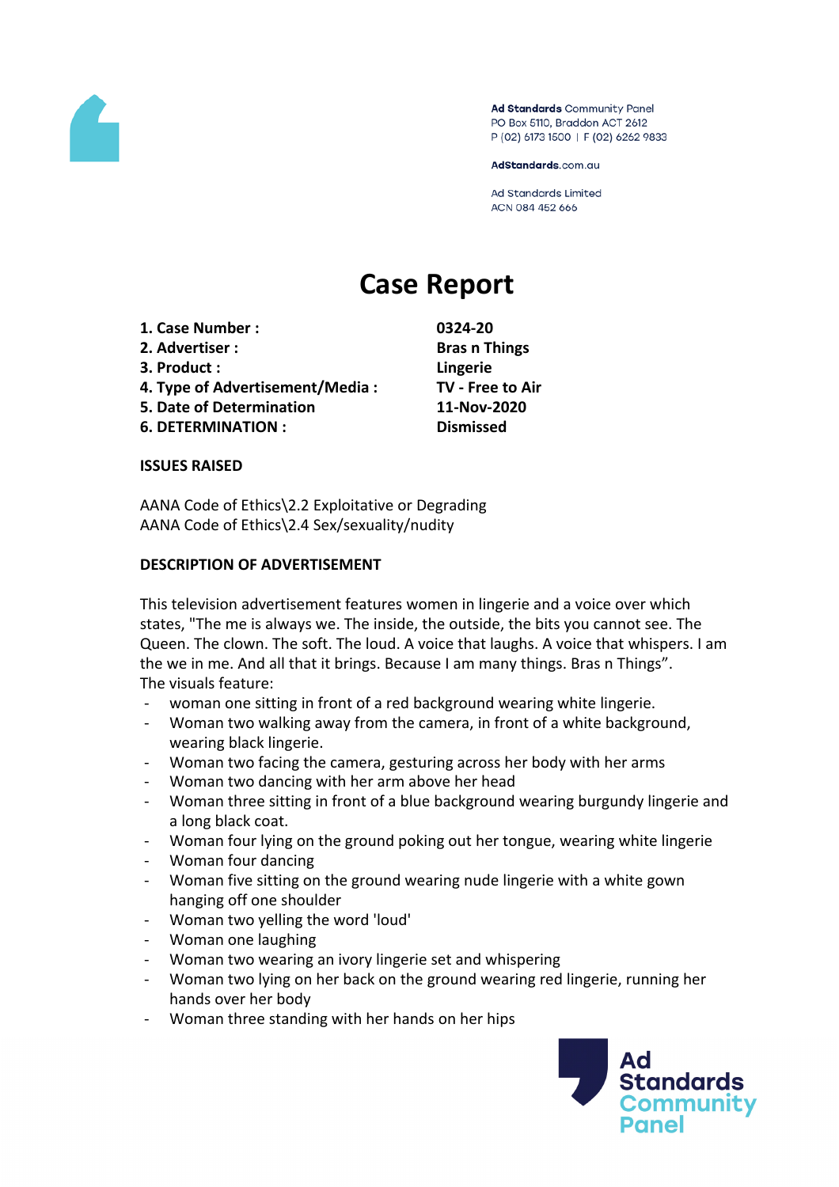Ad Standards Community Panel
PO Box 5110, Braddon ACT 2612
P (02) 6173 1500 | F (02) 6262 9833

AdStandards.com.au

Ad Standards Limited
ACN 084 452 666

# Case Report

| | |
|---|---|
| **1. Case Number :** | **0324-20** |
| **2. Advertiser :** | **Bras n Things** |
| **3. Product :** | **Lingerie** |
| **4. Type of Advertisement/Media :** | **TV - Free to Air** |
| **5. Date of Determination** | **11-Nov-2020** |
| **6. DETERMINATION :** | **Dismissed** |

**ISSUES RAISED**

AANA Code of Ethics\2.2 Exploitative or Degrading
AANA Code of Ethics\2.4 Sex/sexuality/nudity

**DESCRIPTION OF ADVERTISEMENT**

This television advertisement features women in lingerie and a voice over which states, "The me is always we. The inside, the outside, the bits you cannot see. The Queen. The clown. The soft. The loud. A voice that laughs. A voice that whispers. I am the we in me. And all that it brings. Because I am many things. Bras n Things".
The visuals feature:

- woman one sitting in front of a red background wearing white lingerie.
- Woman two walking away from the camera, in front of a white background, wearing black lingerie.
- Woman two facing the camera, gesturing across her body with her arms
- Woman two dancing with her arm above her head
- Woman three sitting in front of a blue background wearing burgundy lingerie and a long black coat.
- Woman four lying on the ground poking out her tongue, wearing white lingerie
- Woman four dancing
- Woman five sitting on the ground wearing nude lingerie with a white gown hanging off one shoulder
- Woman two yelling the word 'loud'
- Woman one laughing
- Woman two wearing an ivory lingerie set and whispering
- Woman two lying on her back on the ground wearing red lingerie, running her hands over her body
- Woman three standing with her hands on her hips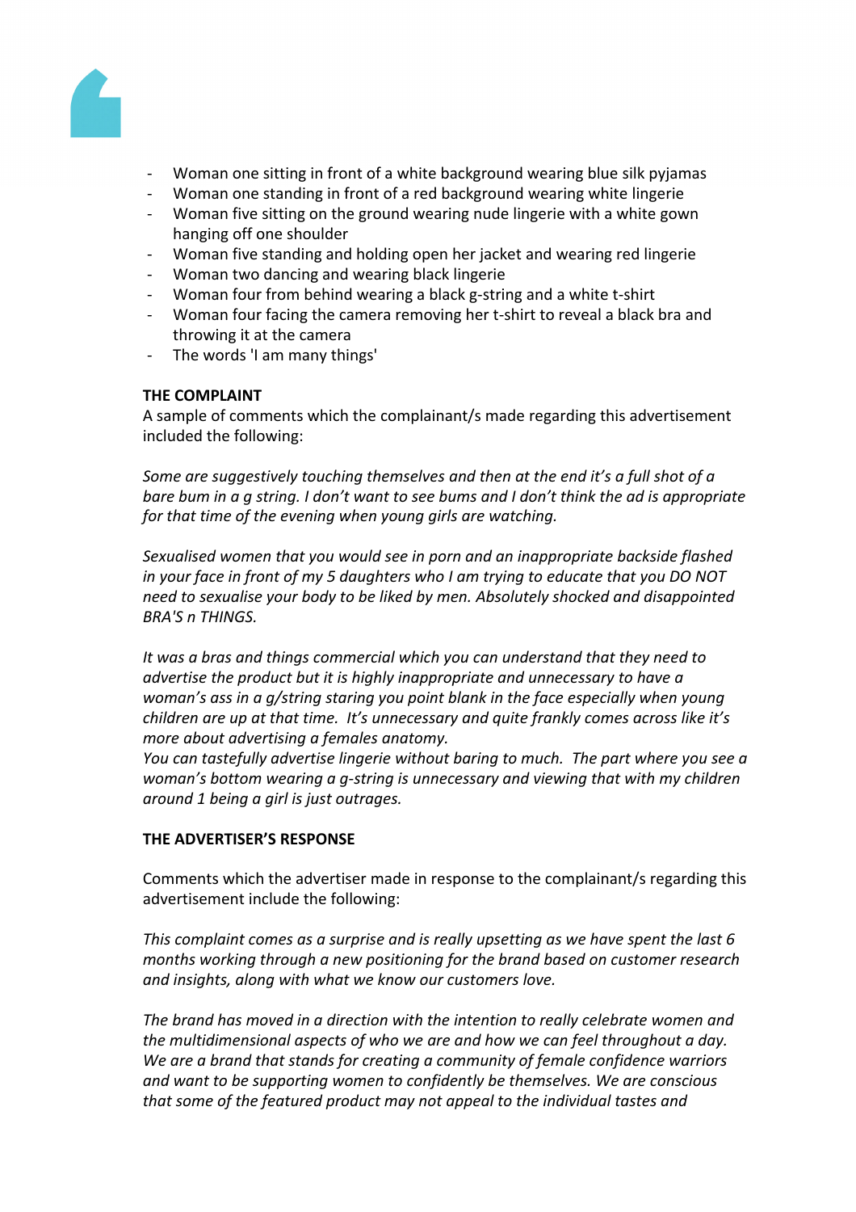- Woman one sitting in front of a white background wearing blue silk pyjamas
- Woman one standing in front of a red background wearing white lingerie
- Woman five sitting on the ground wearing nude lingerie with a white gown hanging off one shoulder
- Woman five standing and holding open her jacket and wearing red lingerie
- Woman two dancing and wearing black lingerie
- Woman four from behind wearing a black g-string and a white t-shirt
- Woman four facing the camera removing her t-shirt to reveal a black bra and throwing it at the camera
- The words 'I am many things'

**THE COMPLAINT**

A sample of comments which the complainant/s made regarding this advertisement included the following:

*Some are suggestively touching themselves and then at the end it's a full shot of a bare bum in a g string. I don't want to see bums and I don't think the ad is appropriate for that time of the evening when young girls are watching.*

*Sexualised women that you would see in porn and an inappropriate backside flashed in your face in front of my 5 daughters who I am trying to educate that you DO NOT need to sexualise your body to be liked by men. Absolutely shocked and disappointed BRA'S n THINGS.*

*It was a bras and things commercial which you can understand that they need to advertise the product but it is highly inappropriate and unnecessary to have a woman's ass in a g/string staring you point blank in the face especially when young children are up at that time. It's unnecessary and quite frankly comes across like it's more about advertising a females anatomy.*
*You can tastefully advertise lingerie without baring to much. The part where you see a woman's bottom wearing a g-string is unnecessary and viewing that with my children around 1 being a girl is just outrages.*

**THE ADVERTISER'S RESPONSE**

Comments which the advertiser made in response to the complainant/s regarding this advertisement include the following:

*This complaint comes as a surprise and is really upsetting as we have spent the last 6 months working through a new positioning for the brand based on customer research and insights, along with what we know our customers love.*

*The brand has moved in a direction with the intention to really celebrate women and the multidimensional aspects of who we are and how we can feel throughout a day. We are a brand that stands for creating a community of female confidence warriors and want to be supporting women to confidently be themselves. We are conscious that some of the featured product may not appeal to the individual tastes and*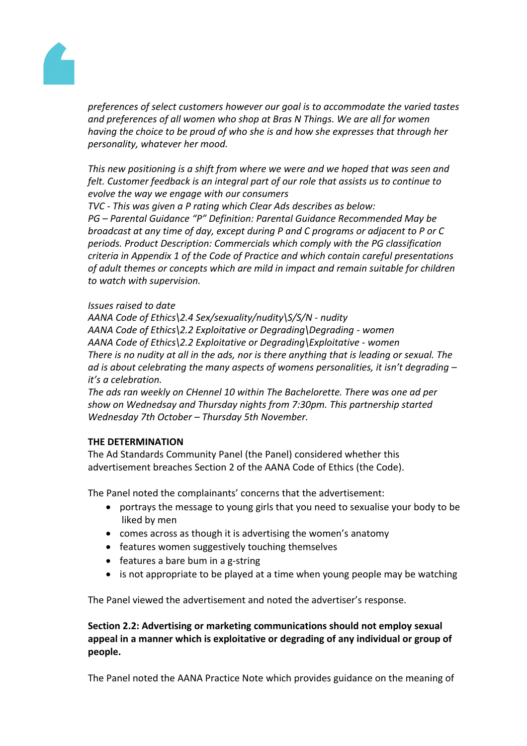*preferences of select customers however our goal is to accommodate the varied tastes and preferences of all women who shop at Bras N Things. We are all for women having the choice to be proud of who she is and how she expresses that through her personality, whatever her mood.*

*This new positioning is a shift from where we were and we hoped that was seen and felt. Customer feedback is an integral part of our role that assists us to continue to evolve the way we engage with our consumers*
*TVC - This was given a P rating which Clear Ads describes as below:*
*PG – Parental Guidance "P" Definition: Parental Guidance Recommended May be broadcast at any time of day, except during P and C programs or adjacent to P or C periods. Product Description: Commercials which comply with the PG classification criteria in Appendix 1 of the Code of Practice and which contain careful presentations of adult themes or concepts which are mild in impact and remain suitable for children to watch with supervision.*

*Issues raised to date*
*AANA Code of Ethics\2.4 Sex/sexuality/nudity\S/S/N - nudity*
*AANA Code of Ethics\2.2 Exploitative or Degrading\Degrading - women*
*AANA Code of Ethics\2.2 Exploitative or Degrading\Exploitative - women*
*There is no nudity at all in the ads, nor is there anything that is leading or sexual. The ad is about celebrating the many aspects of womens personalities, it isn't degrading – it's a celebration.*
*The ads ran weekly on CHennel 10 within The Bachelorette. There was one ad per show on Wednesday and Thursday nights from 7:30pm. This partnership started Wednesday 7th October – Thursday 5th November.*

**THE DETERMINATION**
The Ad Standards Community Panel (the Panel) considered whether this advertisement breaches Section 2 of the AANA Code of Ethics (the Code).

The Panel noted the complainants' concerns that the advertisement:

- portrays the message to young girls that you need to sexualise your body to be liked by men
- comes across as though it is advertising the women's anatomy
- features women suggestively touching themselves
- features a bare bum in a g-string
- is not appropriate to be played at a time when young people may be watching

The Panel viewed the advertisement and noted the advertiser's response.

**Section 2.2: Advertising or marketing communications should not employ sexual appeal in a manner which is exploitative or degrading of any individual or group of people.**

The Panel noted the AANA Practice Note which provides guidance on the meaning of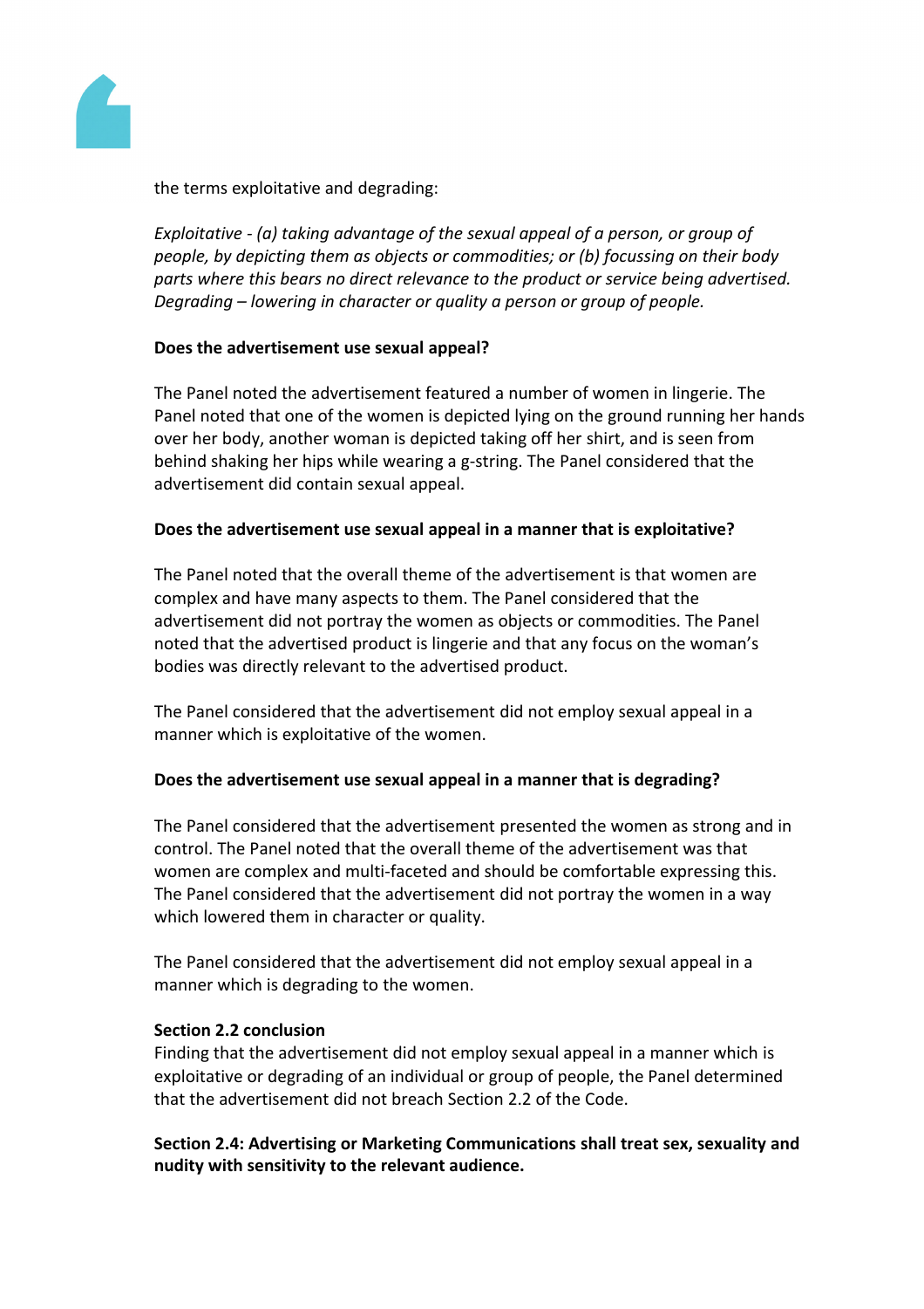the terms exploitative and degrading:

*Exploitative - (a) taking advantage of the sexual appeal of a person, or group of people, by depicting them as objects or commodities; or (b) focussing on their body parts where this bears no direct relevance to the product or service being advertised. Degrading – lowering in character or quality a person or group of people.*

**Does the advertisement use sexual appeal?**

The Panel noted the advertisement featured a number of women in lingerie. The Panel noted that one of the women is depicted lying on the ground running her hands over her body, another woman is depicted taking off her shirt, and is seen from behind shaking her hips while wearing a g-string. The Panel considered that the advertisement did contain sexual appeal.

**Does the advertisement use sexual appeal in a manner that is exploitative?**

The Panel noted that the overall theme of the advertisement is that women are complex and have many aspects to them. The Panel considered that the advertisement did not portray the women as objects or commodities. The Panel noted that the advertised product is lingerie and that any focus on the woman's bodies was directly relevant to the advertised product.

The Panel considered that the advertisement did not employ sexual appeal in a manner which is exploitative of the women.

**Does the advertisement use sexual appeal in a manner that is degrading?**

The Panel considered that the advertisement presented the women as strong and in control. The Panel noted that the overall theme of the advertisement was that women are complex and multi-faceted and should be comfortable expressing this. The Panel considered that the advertisement did not portray the women in a way which lowered them in character or quality.

The Panel considered that the advertisement did not employ sexual appeal in a manner which is degrading to the women.

**Section 2.2 conclusion**

Finding that the advertisement did not employ sexual appeal in a manner which is exploitative or degrading of an individual or group of people, the Panel determined that the advertisement did not breach Section 2.2 of the Code.

**Section 2.4: Advertising or Marketing Communications shall treat sex, sexuality and nudity with sensitivity to the relevant audience.**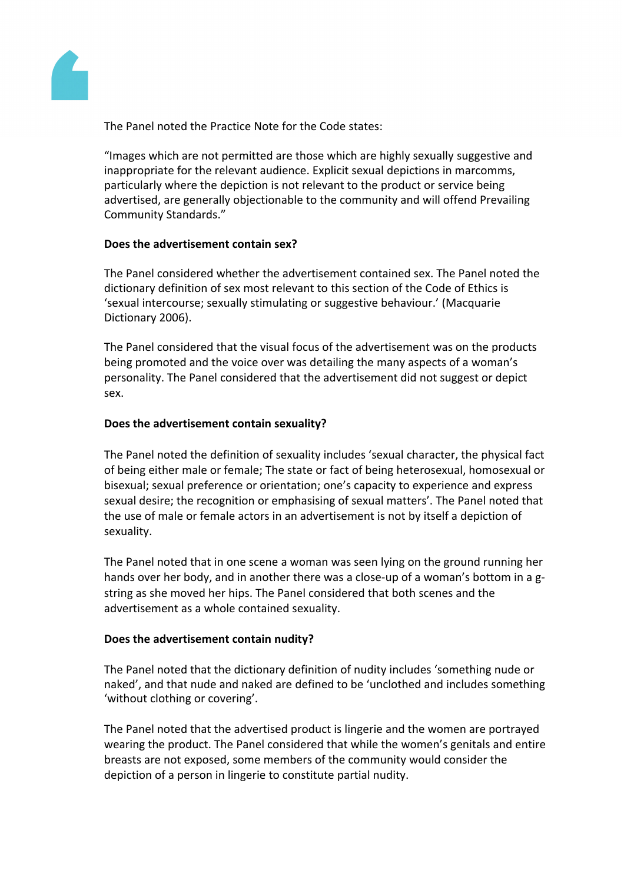The Panel noted the Practice Note for the Code states:

“Images which are not permitted are those which are highly sexually suggestive and inappropriate for the relevant audience. Explicit sexual depictions in marcomms, particularly where the depiction is not relevant to the product or service being advertised, are generally objectionable to the community and will offend Prevailing Community Standards.”

**Does the advertisement contain sex?**

The Panel considered whether the advertisement contained sex. The Panel noted the dictionary definition of sex most relevant to this section of the Code of Ethics is ‘sexual intercourse; sexually stimulating or suggestive behaviour.’ (Macquarie Dictionary 2006).

The Panel considered that the visual focus of the advertisement was on the products being promoted and the voice over was detailing the many aspects of a woman’s personality. The Panel considered that the advertisement did not suggest or depict sex.

**Does the advertisement contain sexuality?**

The Panel noted the definition of sexuality includes ‘sexual character, the physical fact of being either male or female; The state or fact of being heterosexual, homosexual or bisexual; sexual preference or orientation; one’s capacity to experience and express sexual desire; the recognition or emphasising of sexual matters’. The Panel noted that the use of male or female actors in an advertisement is not by itself a depiction of sexuality.

The Panel noted that in one scene a woman was seen lying on the ground running her hands over her body, and in another there was a close-up of a woman’s bottom in a g-string as she moved her hips. The Panel considered that both scenes and the advertisement as a whole contained sexuality.

**Does the advertisement contain nudity?**

The Panel noted that the dictionary definition of nudity includes ‘something nude or naked’, and that nude and naked are defined to be ‘unclothed and includes something ‘without clothing or covering’.

The Panel noted that the advertised product is lingerie and the women are portrayed wearing the product. The Panel considered that while the women’s genitals and entire breasts are not exposed, some members of the community would consider the depiction of a person in lingerie to constitute partial nudity.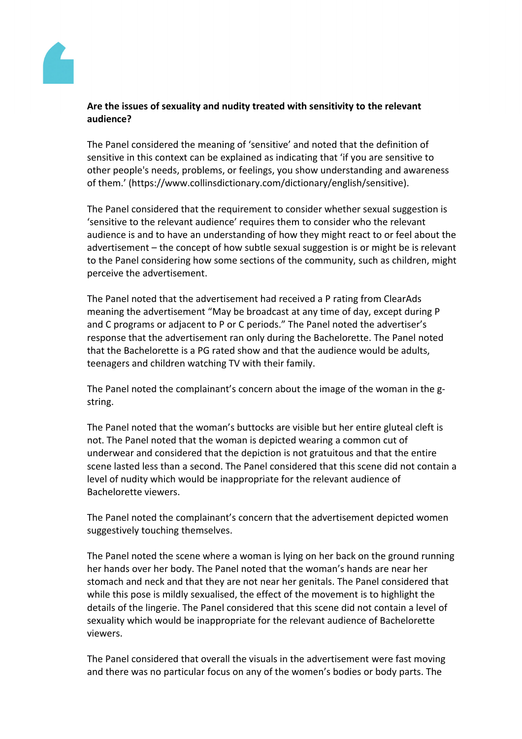**Are the issues of sexuality and nudity treated with sensitivity to the relevant audience?**

The Panel considered the meaning of 'sensitive' and noted that the definition of sensitive in this context can be explained as indicating that 'if you are sensitive to other people's needs, problems, or feelings, you show understanding and awareness of them.' (https://www.collinsdictionary.com/dictionary/english/sensitive).

The Panel considered that the requirement to consider whether sexual suggestion is 'sensitive to the relevant audience' requires them to consider who the relevant audience is and to have an understanding of how they might react to or feel about the advertisement – the concept of how subtle sexual suggestion is or might be is relevant to the Panel considering how some sections of the community, such as children, might perceive the advertisement.

The Panel noted that the advertisement had received a P rating from ClearAds meaning the advertisement "May be broadcast at any time of day, except during P and C programs or adjacent to P or C periods." The Panel noted the advertiser's response that the advertisement ran only during the Bachelorette. The Panel noted that the Bachelorette is a PG rated show and that the audience would be adults, teenagers and children watching TV with their family.

The Panel noted the complainant's concern about the image of the woman in the g-string.

The Panel noted that the woman's buttocks are visible but her entire gluteal cleft is not. The Panel noted that the woman is depicted wearing a common cut of underwear and considered that the depiction is not gratuitous and that the entire scene lasted less than a second. The Panel considered that this scene did not contain a level of nudity which would be inappropriate for the relevant audience of Bachelorette viewers.

The Panel noted the complainant's concern that the advertisement depicted women suggestively touching themselves.

The Panel noted the scene where a woman is lying on her back on the ground running her hands over her body. The Panel noted that the woman's hands are near her stomach and neck and that they are not near her genitals. The Panel considered that while this pose is mildly sexualised, the effect of the movement is to highlight the details of the lingerie. The Panel considered that this scene did not contain a level of sexuality which would be inappropriate for the relevant audience of Bachelorette viewers.

The Panel considered that overall the visuals in the advertisement were fast moving and there was no particular focus on any of the women's bodies or body parts. The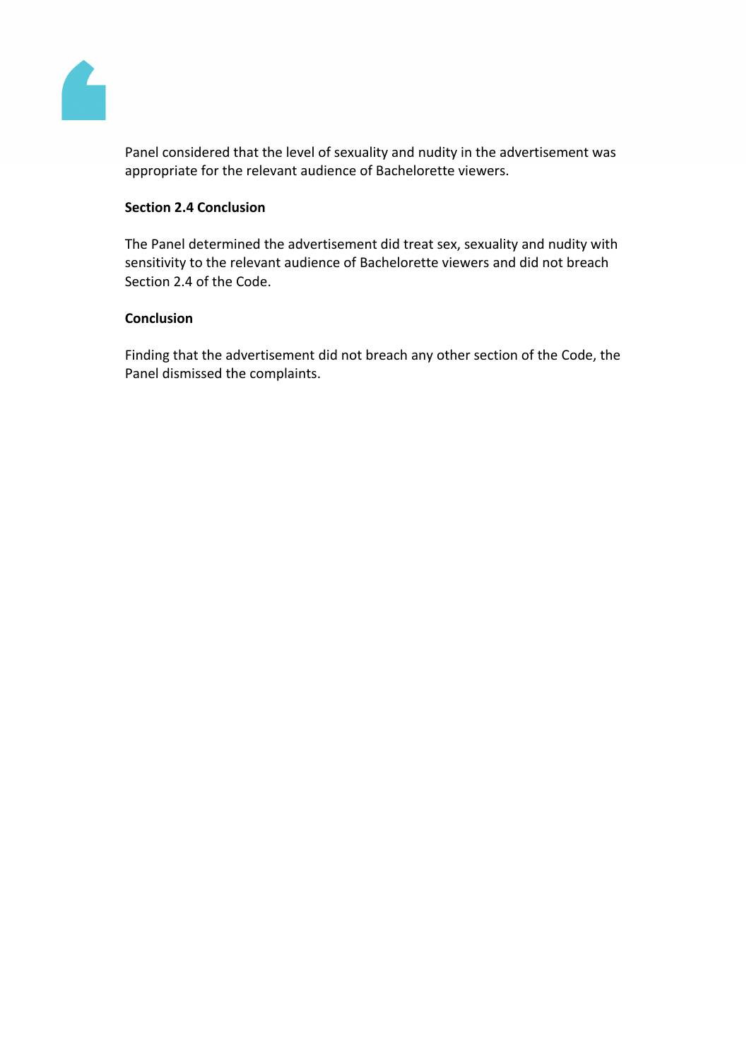Panel considered that the level of sexuality and nudity in the advertisement was appropriate for the relevant audience of Bachelorette viewers.

**Section 2.4 Conclusion**

The Panel determined the advertisement did treat sex, sexuality and nudity with sensitivity to the relevant audience of Bachelorette viewers and did not breach Section 2.4 of the Code.

**Conclusion**

Finding that the advertisement did not breach any other section of the Code, the Panel dismissed the complaints.